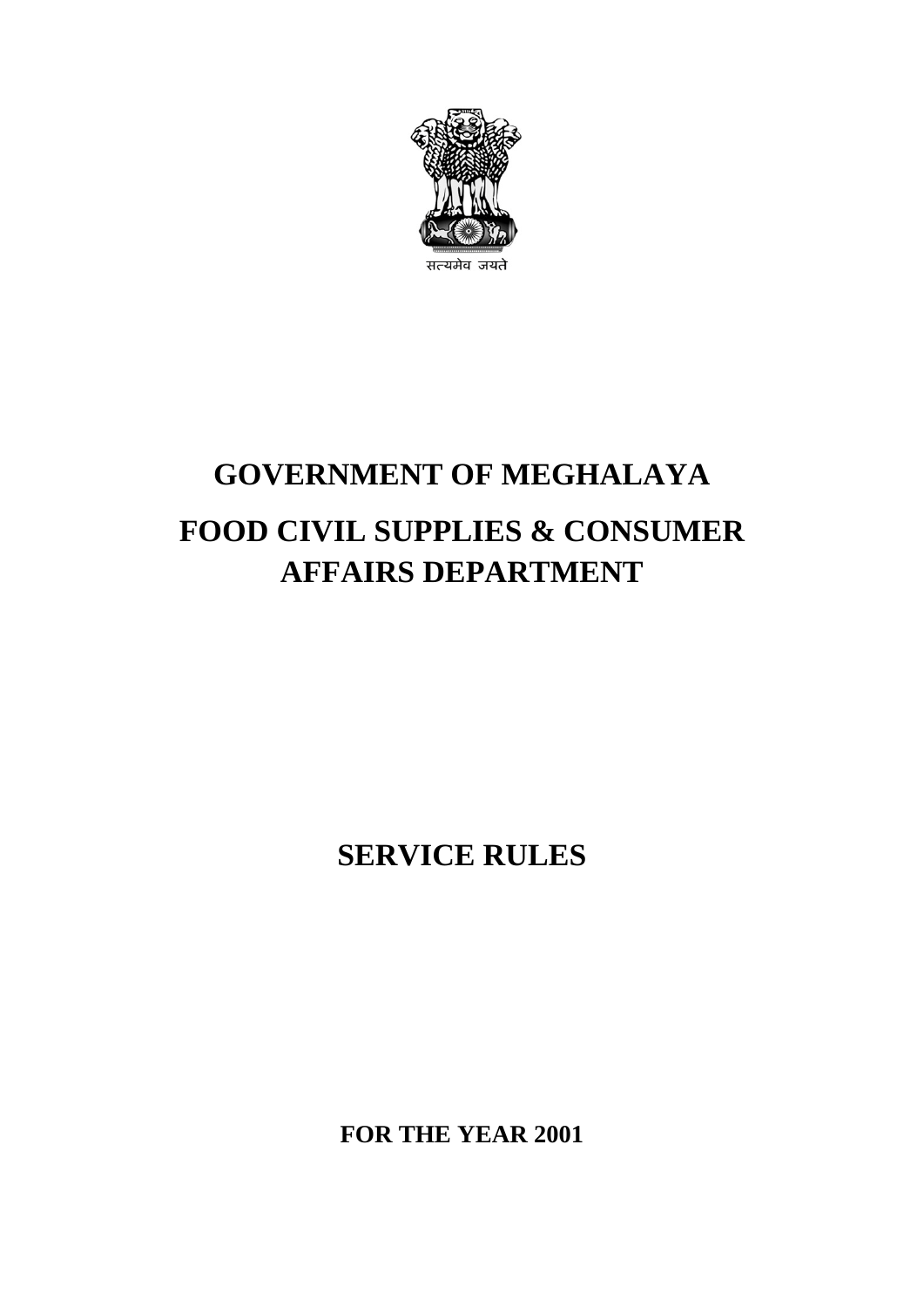सत्यमेव जयते

# GOVERNMENT OF MEGHALAYA

# FOOD CIVIL SUPPLIES & CONSUMER AFFAIRS DEPARTMENT

# SERVICE RULES

**FOR THE YEAR 2001**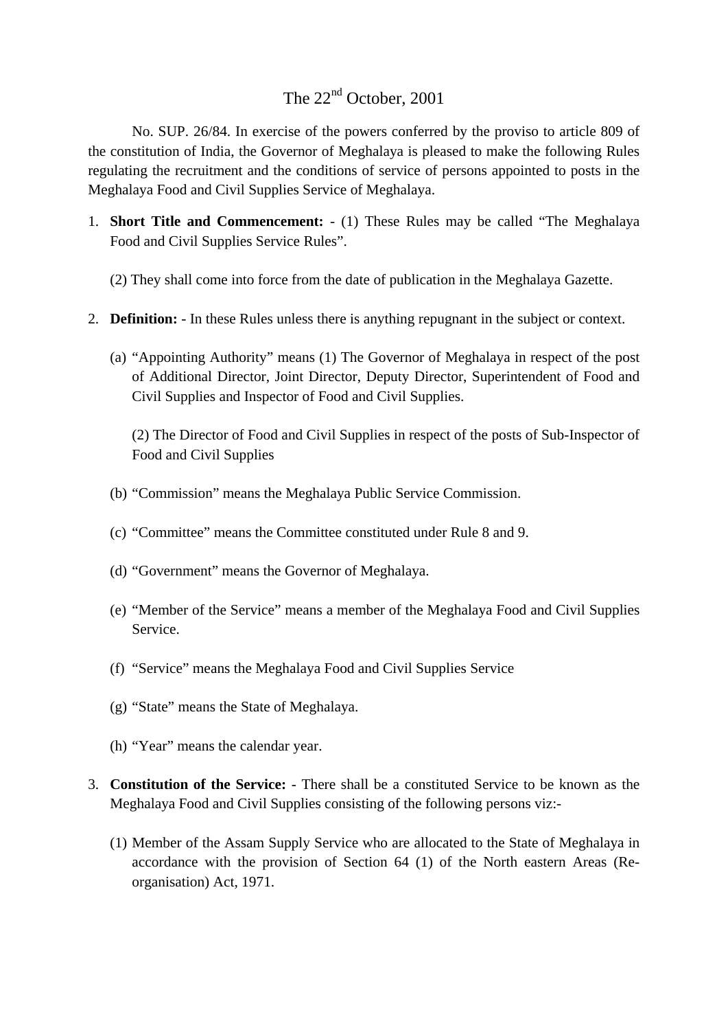The 22nd October, 2001

No. SUP. 26/84. In exercise of the powers conferred by the proviso to article 809 of the constitution of India, the Governor of Meghalaya is pleased to make the following Rules regulating the recruitment and the conditions of service of persons appointed to posts in the Meghalaya Food and Civil Supplies Service of Meghalaya.

1. **Short Title and Commencement:** - (1) These Rules may be called "The Meghalaya Food and Civil Supplies Service Rules".

   (2) They shall come into force from the date of publication in the Meghalaya Gazette.

2. **Definition:** - In these Rules unless there is anything repugnant in the subject or context.

   (a) "Appointing Authority" means (1) The Governor of Meghalaya in respect of the post of Additional Director, Joint Director, Deputy Director, Superintendent of Food and Civil Supplies and Inspector of Food and Civil Supplies.

   (2) The Director of Food and Civil Supplies in respect of the posts of Sub-Inspector of Food and Civil Supplies

   (b) "Commission" means the Meghalaya Public Service Commission.

   (c) "Committee" means the Committee constituted under Rule 8 and 9.

   (d) "Government" means the Governor of Meghalaya.

   (e) "Member of the Service" means a member of the Meghalaya Food and Civil Supplies Service.

   (f) "Service" means the Meghalaya Food and Civil Supplies Service

   (g) "State" means the State of Meghalaya.

   (h) "Year" means the calendar year.

3. **Constitution of the Service:** - There shall be a constituted Service to be known as the Meghalaya Food and Civil Supplies consisting of the following persons viz:-

   (1) Member of the Assam Supply Service who are allocated to the State of Meghalaya in accordance with the provision of Section 64 (1) of the North eastern Areas (Re-organisation) Act, 1971.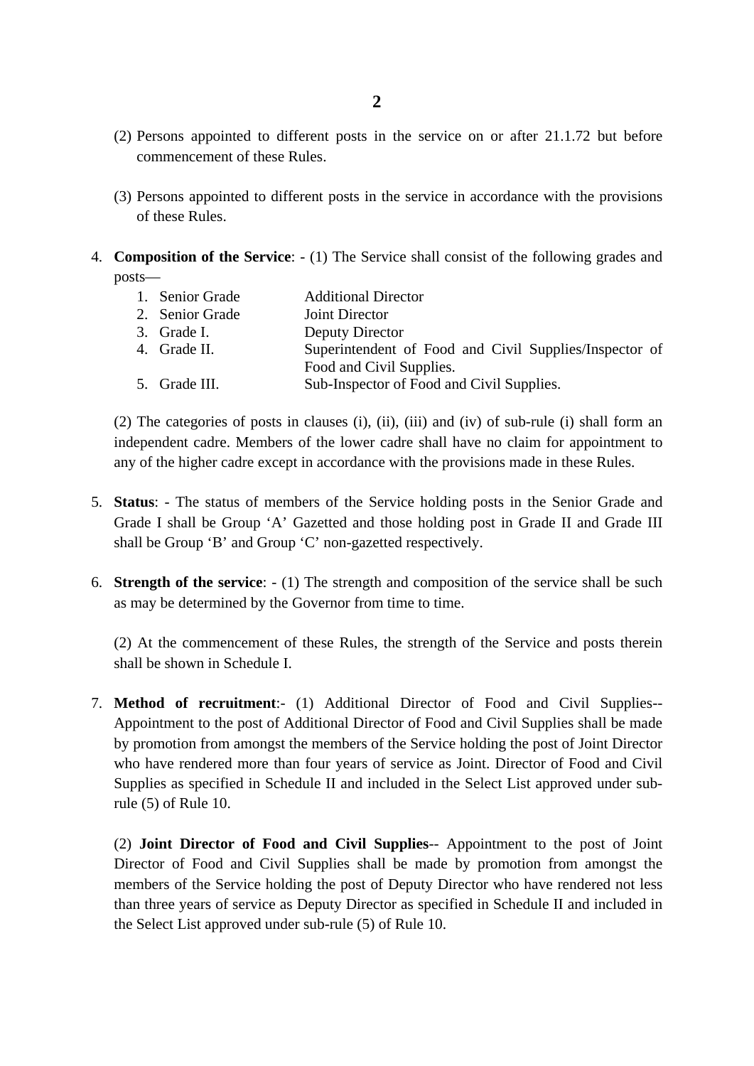(2) Persons appointed to different posts in the service on or after 21.1.72 but before commencement of these Rules.

(3) Persons appointed to different posts in the service in accordance with the provisions of these Rules.

4. **Composition of the Service**: - (1) The Service shall consist of the following grades and posts—

| | | |
|---|---|---|
| 1. | Senior Grade | Additional Director |
| 2. | Senior Grade | Joint Director |
| 3. | Grade I. | Deputy Director |
| 4. | Grade II. | Superintendent of Food and Civil Supplies/Inspector of Food and Civil Supplies. |
| 5. | Grade III. | Sub-Inspector of Food and Civil Supplies. |

(2) The categories of posts in clauses (i), (ii), (iii) and (iv) of sub-rule (i) shall form an independent cadre. Members of the lower cadre shall have no claim for appointment to any of the higher cadre except in accordance with the provisions made in these Rules.

5. **Status**: - The status of members of the Service holding posts in the Senior Grade and Grade I shall be Group 'A' Gazetted and those holding post in Grade II and Grade III shall be Group 'B' and Group 'C' non-gazetted respectively.

6. **Strength of the service**: - (1) The strength and composition of the service shall be such as may be determined by the Governor from time to time.

(2) At the commencement of these Rules, the strength of the Service and posts therein shall be shown in Schedule I.

7. **Method of recruitment**:- (1) Additional Director of Food and Civil Supplies-- Appointment to the post of Additional Director of Food and Civil Supplies shall be made by promotion from amongst the members of the Service holding the post of Joint Director who have rendered more than four years of service as Joint. Director of Food and Civil Supplies as specified in Schedule II and included in the Select List approved under sub-rule (5) of Rule 10.

(2) **Joint Director of Food and Civil Supplies**-- Appointment to the post of Joint Director of Food and Civil Supplies shall be made by promotion from amongst the members of the Service holding the post of Deputy Director who have rendered not less than three years of service as Deputy Director as specified in Schedule II and included in the Select List approved under sub-rule (5) of Rule 10.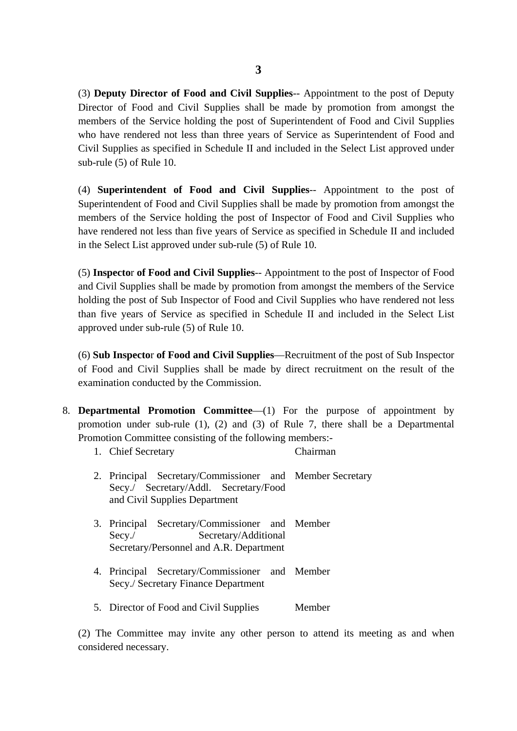(3) **Deputy Director of Food and Civil Supplies**-- Appointment to the post of Deputy Director of Food and Civil Supplies shall be made by promotion from amongst the members of the Service holding the post of Superintendent of Food and Civil Supplies who have rendered not less than three years of Service as Superintendent of Food and Civil Supplies as specified in Schedule II and included in the Select List approved under sub-rule (5) of Rule 10.

(4) **Superintendent of Food and Civil Supplies**-- Appointment to the post of Superintendent of Food and Civil Supplies shall be made by promotion from amongst the members of the Service holding the post of Inspector of Food and Civil Supplies who have rendered not less than five years of Service as specified in Schedule II and included in the Select List approved under sub-rule (5) of Rule 10.

(5) **Inspector of Food and Civil Supplies**-- Appointment to the post of Inspector of Food and Civil Supplies shall be made by promotion from amongst the members of the Service holding the post of Sub Inspector of Food and Civil Supplies who have rendered not less than five years of Service as specified in Schedule II and included in the Select List approved under sub-rule (5) of Rule 10.

(6) **Sub Inspector of Food and Civil Supplies**—Recruitment of the post of Sub Inspector of Food and Civil Supplies shall be made by direct recruitment on the result of the examination conducted by the Commission.

8. **Departmental Promotion Committee**—(1) For the purpose of appointment by promotion under sub-rule (1), (2) and (3) of Rule 7, there shall be a Departmental Promotion Committee consisting of the following members:-

| | |
|---|---|
| 1. Chief Secretary | Chairman |
| 2. Principal Secretary/Commissioner and Secy./ Secretary/Addl. Secretary/Food and Civil Supplies Department | Member Secretary |
| 3. Principal Secretary/Commissioner and Secy./ Secretary/Additional Secretary/Personnel and A.R. Department | Member |
| 4. Principal Secretary/Commissioner and Secy./ Secretary Finance Department | Member |
| 5. Director of Food and Civil Supplies | Member |

(2) The Committee may invite any other person to attend its meeting as and when considered necessary.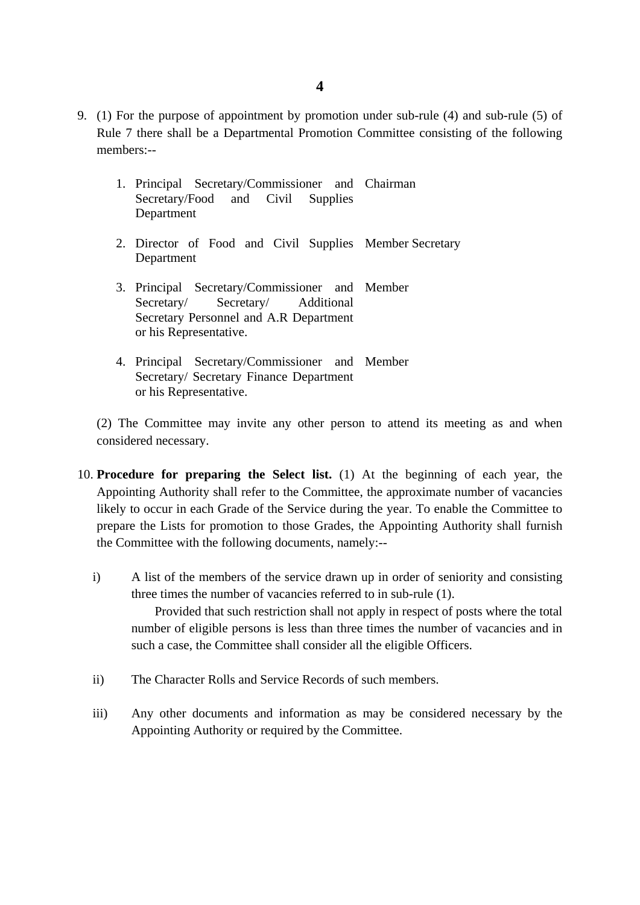9. (1) For the purpose of appointment by promotion under sub-rule (4) and sub-rule (5) of Rule 7 there shall be a Departmental Promotion Committee consisting of the following members:--

| | | |
|---|---|---|
| 1. | Principal Secretary/Commissioner and Secretary/Food and Civil Supplies Department | Chairman |
| 2. | Director of Food and Civil Supplies Department | Member Secretary |
| 3. | Principal Secretary/Commissioner and Secretary/ Secretary/ Additional Secretary Personnel and A.R Department or his Representative. | Member |
| 4. | Principal Secretary/Commissioner and Secretary/ Secretary Finance Department or his Representative. | Member |

(2) The Committee may invite any other person to attend its meeting as and when considered necessary.

10. **Procedure for preparing the Select list.** (1) At the beginning of each year, the Appointing Authority shall refer to the Committee, the approximate number of vacancies likely to occur in each Grade of the Service during the year. To enable the Committee to prepare the Lists for promotion to those Grades, the Appointing Authority shall furnish the Committee with the following documents, namely:--

i) A list of the members of the service drawn up in order of seniority and consisting three times the number of vacancies referred to in sub-rule (1).

Provided that such restriction shall not apply in respect of posts where the total number of eligible persons is less than three times the number of vacancies and in such a case, the Committee shall consider all the eligible Officers.

ii) The Character Rolls and Service Records of such members.

iii) Any other documents and information as may be considered necessary by the Appointing Authority or required by the Committee.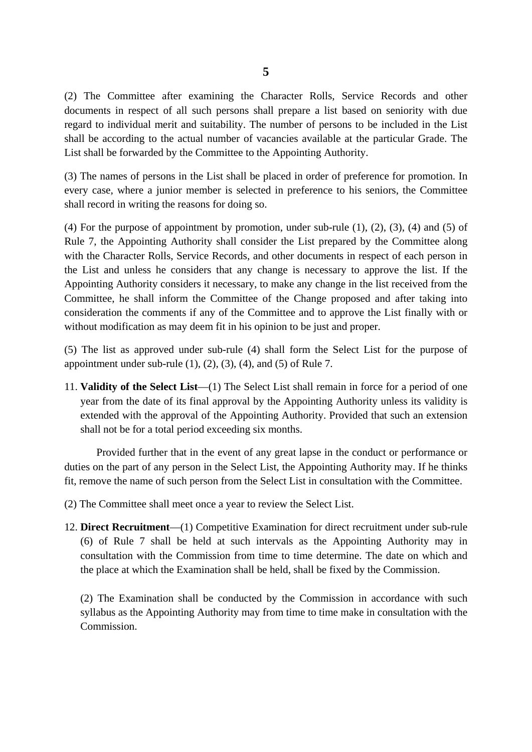(2) The Committee after examining the Character Rolls, Service Records and other documents in respect of all such persons shall prepare a list based on seniority with due regard to individual merit and suitability. The number of persons to be included in the List shall be according to the actual number of vacancies available at the particular Grade. The List shall be forwarded by the Committee to the Appointing Authority.

(3) The names of persons in the List shall be placed in order of preference for promotion. In every case, where a junior member is selected in preference to his seniors, the Committee shall record in writing the reasons for doing so.

(4) For the purpose of appointment by promotion, under sub-rule (1), (2), (3), (4) and (5) of Rule 7, the Appointing Authority shall consider the List prepared by the Committee along with the Character Rolls, Service Records, and other documents in respect of each person in the List and unless he considers that any change is necessary to approve the list. If the Appointing Authority considers it necessary, to make any change in the list received from the Committee, he shall inform the Committee of the Change proposed and after taking into consideration the comments if any of the Committee and to approve the List finally with or without modification as may deem fit in his opinion to be just and proper.

(5) The list as approved under sub-rule (4) shall form the Select List for the purpose of appointment under sub-rule (1), (2), (3), (4), and (5) of Rule 7.

11. **Validity of the Select List**—(1) The Select List shall remain in force for a period of one year from the date of its final approval by the Appointing Authority unless its validity is extended with the approval of the Appointing Authority. Provided that such an extension shall not be for a total period exceeding six months.

Provided further that in the event of any great lapse in the conduct or performance or duties on the part of any person in the Select List, the Appointing Authority may. If he thinks fit, remove the name of such person from the Select List in consultation with the Committee.

(2) The Committee shall meet once a year to review the Select List.

12. **Direct Recruitment**—(1) Competitive Examination for direct recruitment under sub-rule (6) of Rule 7 shall be held at such intervals as the Appointing Authority may in consultation with the Commission from time to time determine. The date on which and the place at which the Examination shall be held, shall be fixed by the Commission.

(2) The Examination shall be conducted by the Commission in accordance with such syllabus as the Appointing Authority may from time to time make in consultation with the Commission.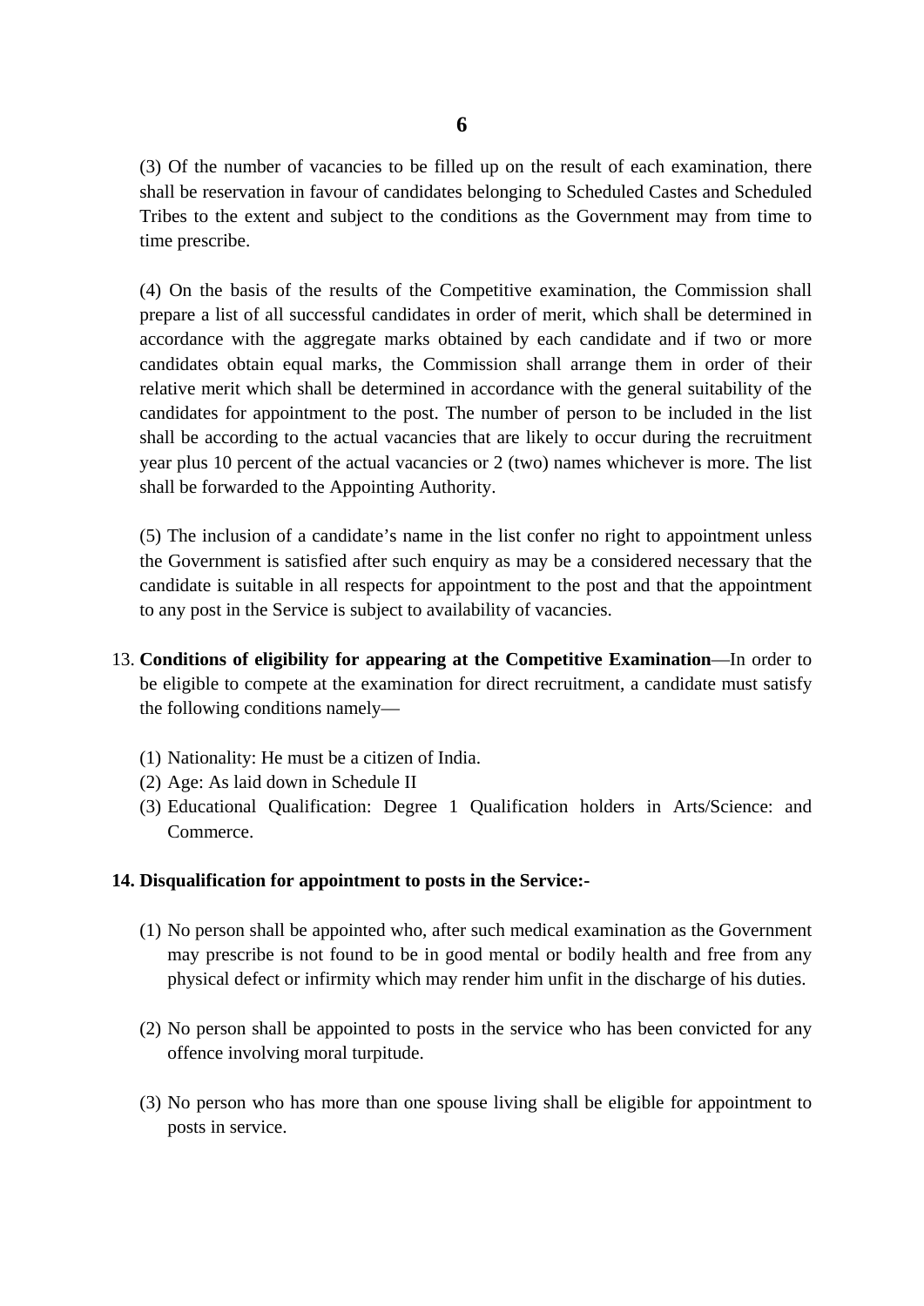(3) Of the number of vacancies to be filled up on the result of each examination, there shall be reservation in favour of candidates belonging to Scheduled Castes and Scheduled Tribes to the extent and subject to the conditions as the Government may from time to time prescribe.

(4) On the basis of the results of the Competitive examination, the Commission shall prepare a list of all successful candidates in order of merit, which shall be determined in accordance with the aggregate marks obtained by each candidate and if two or more candidates obtain equal marks, the Commission shall arrange them in order of their relative merit which shall be determined in accordance with the general suitability of the candidates for appointment to the post. The number of person to be included in the list shall be according to the actual vacancies that are likely to occur during the recruitment year plus 10 percent of the actual vacancies or 2 (two) names whichever is more. The list shall be forwarded to the Appointing Authority.

(5) The inclusion of a candidate's name in the list confer no right to appointment unless the Government is satisfied after such enquiry as may be a considered necessary that the candidate is suitable in all respects for appointment to the post and that the appointment to any post in the Service is subject to availability of vacancies.

13. **Conditions of eligibility for appearing at the Competitive Examination**—In order to be eligible to compete at the examination for direct recruitment, a candidate must satisfy the following conditions namely—

    (1) Nationality: He must be a citizen of India.
    (2) Age: As laid down in Schedule II
    (3) Educational Qualification: Degree 1 Qualification holders in Arts/Science: and Commerce.

**14. Disqualification for appointment to posts in the Service:-**

(1) No person shall be appointed who, after such medical examination as the Government may prescribe is not found to be in good mental or bodily health and free from any physical defect or infirmity which may render him unfit in the discharge of his duties.

(2) No person shall be appointed to posts in the service who has been convicted for any offence involving moral turpitude.

(3) No person who has more than one spouse living shall be eligible for appointment to posts in service.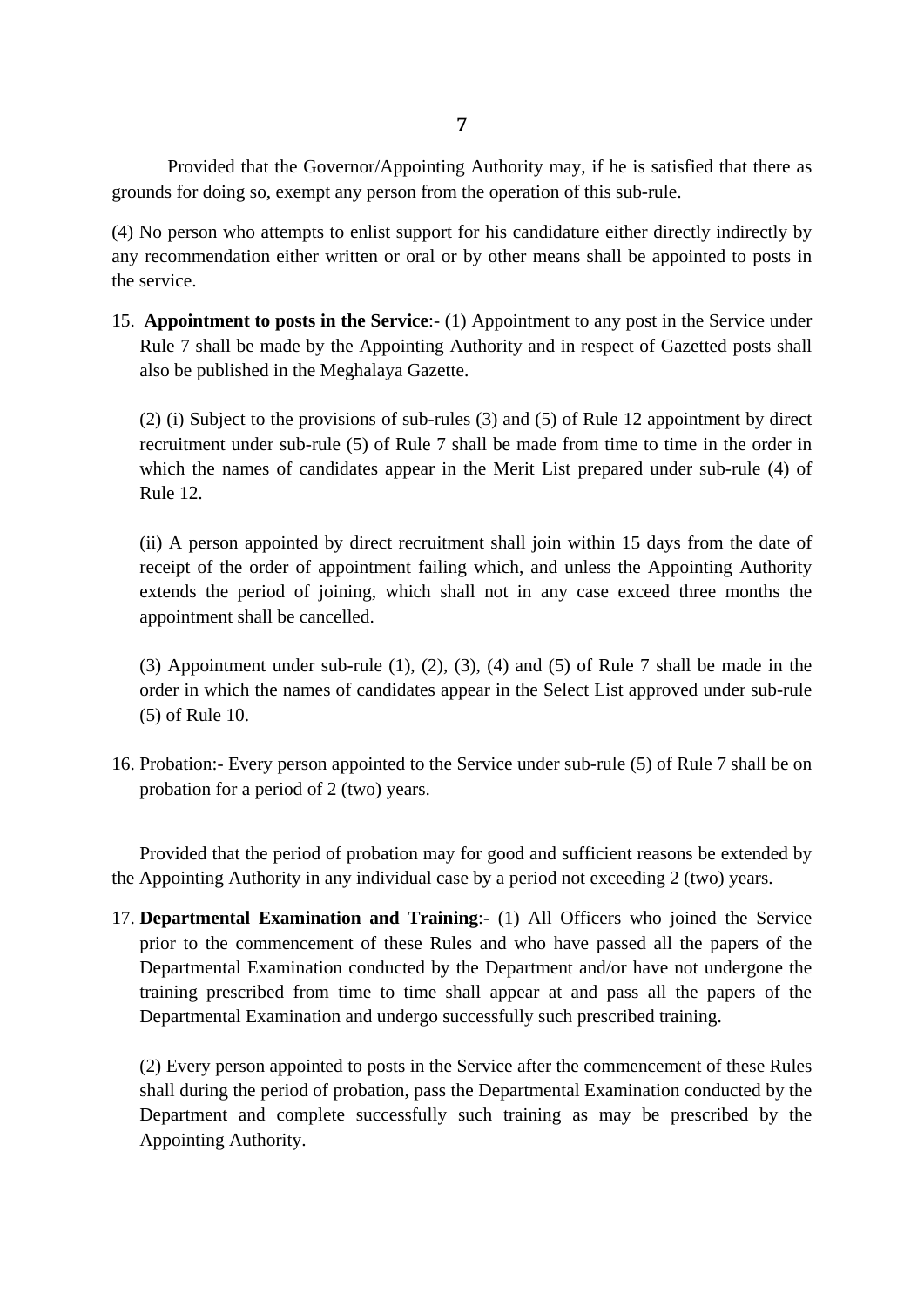Provided that the Governor/Appointing Authority may, if he is satisfied that there as grounds for doing so, exempt any person from the operation of this sub-rule.

(4) No person who attempts to enlist support for his candidature either directly indirectly by any recommendation either written or oral or by other means shall be appointed to posts in the service.

15. **Appointment to posts in the Service**:- (1) Appointment to any post in the Service under Rule 7 shall be made by the Appointing Authority and in respect of Gazetted posts shall also be published in the Meghalaya Gazette.

    (2) (i) Subject to the provisions of sub-rules (3) and (5) of Rule 12 appointment by direct recruitment under sub-rule (5) of Rule 7 shall be made from time to time in the order in which the names of candidates appear in the Merit List prepared under sub-rule (4) of Rule 12.

    (ii) A person appointed by direct recruitment shall join within 15 days from the date of receipt of the order of appointment failing which, and unless the Appointing Authority extends the period of joining, which shall not in any case exceed three months the appointment shall be cancelled.

    (3) Appointment under sub-rule (1), (2), (3), (4) and (5) of Rule 7 shall be made in the order in which the names of candidates appear in the Select List approved under sub-rule (5) of Rule 10.

16. Probation:- Every person appointed to the Service under sub-rule (5) of Rule 7 shall be on probation for a period of 2 (two) years.

Provided that the period of probation may for good and sufficient reasons be extended by the Appointing Authority in any individual case by a period not exceeding 2 (two) years.

17. **Departmental Examination and Training**:- (1) All Officers who joined the Service prior to the commencement of these Rules and who have passed all the papers of the Departmental Examination conducted by the Department and/or have not undergone the training prescribed from time to time shall appear at and pass all the papers of the Departmental Examination and undergo successfully such prescribed training.

    (2) Every person appointed to posts in the Service after the commencement of these Rules shall during the period of probation, pass the Departmental Examination conducted by the Department and complete successfully such training as may be prescribed by the Appointing Authority.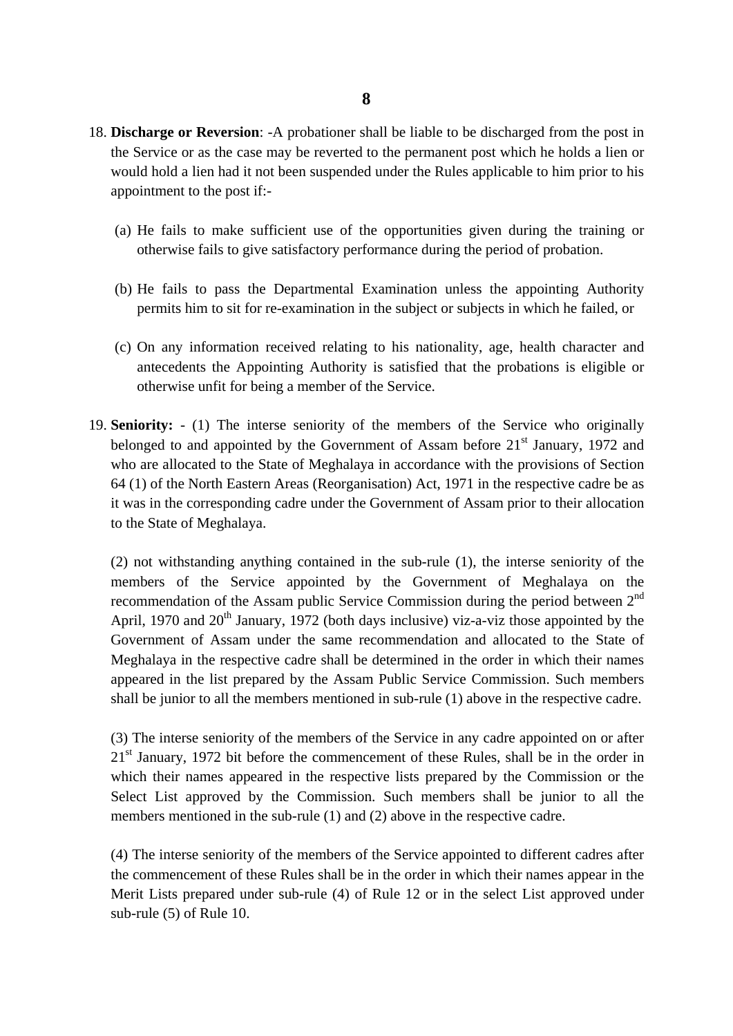18. **Discharge or Reversion**: -A probationer shall be liable to be discharged from the post in the Service or as the case may be reverted to the permanent post which he holds a lien or would hold a lien had it not been suspended under the Rules applicable to him prior to his appointment to the post if:-

 (a) He fails to make sufficient use of the opportunities given during the training or otherwise fails to give satisfactory performance during the period of probation.

 (b) He fails to pass the Departmental Examination unless the appointing Authority permits him to sit for re-examination in the subject or subjects in which he failed, or

 (c) On any information received relating to his nationality, age, health character and antecedents the Appointing Authority is satisfied that the probations is eligible or otherwise unfit for being a member of the Service.

19. **Seniority:** - (1) The interse seniority of the members of the Service who originally belonged to and appointed by the Government of Assam before 21st January, 1972 and who are allocated to the State of Meghalaya in accordance with the provisions of Section 64 (1) of the North Eastern Areas (Reorganisation) Act, 1971 in the respective cadre be as it was in the corresponding cadre under the Government of Assam prior to their allocation to the State of Meghalaya.

 (2) not withstanding anything contained in the sub-rule (1), the interse seniority of the members of the Service appointed by the Government of Meghalaya on the recommendation of the Assam public Service Commission during the period between 2nd April, 1970 and 20th January, 1972 (both days inclusive) viz-a-viz those appointed by the Government of Assam under the same recommendation and allocated to the State of Meghalaya in the respective cadre shall be determined in the order in which their names appeared in the list prepared by the Assam Public Service Commission. Such members shall be junior to all the members mentioned in sub-rule (1) above in the respective cadre.

 (3) The interse seniority of the members of the Service in any cadre appointed on or after 21st January, 1972 bit before the commencement of these Rules, shall be in the order in which their names appeared in the respective lists prepared by the Commission or the Select List approved by the Commission. Such members shall be junior to all the members mentioned in the sub-rule (1) and (2) above in the respective cadre.

 (4) The interse seniority of the members of the Service appointed to different cadres after the commencement of these Rules shall be in the order in which their names appear in the Merit Lists prepared under sub-rule (4) of Rule 12 or in the select List approved under sub-rule (5) of Rule 10.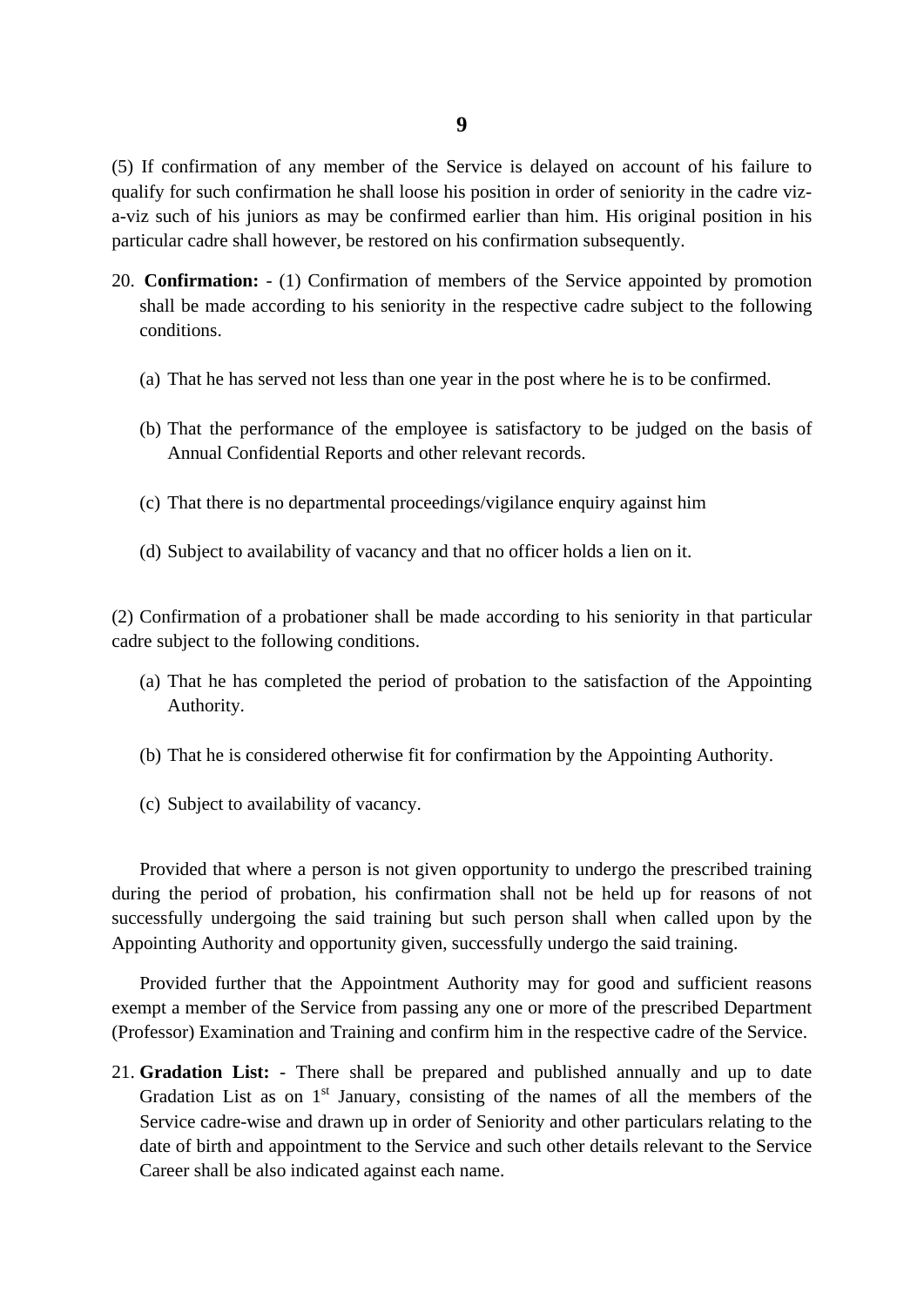(5) If confirmation of any member of the Service is delayed on account of his failure to qualify for such confirmation he shall loose his position in order of seniority in the cadre viz-a-viz such of his juniors as may be confirmed earlier than him. His original position in his particular cadre shall however, be restored on his confirmation subsequently.

20. **Confirmation:** - (1) Confirmation of members of the Service appointed by promotion shall be made according to his seniority in the respective cadre subject to the following conditions.

   (a) That he has served not less than one year in the post where he is to be confirmed.

   (b) That the performance of the employee is satisfactory to be judged on the basis of Annual Confidential Reports and other relevant records.

   (c) That there is no departmental proceedings/vigilance enquiry against him

   (d) Subject to availability of vacancy and that no officer holds a lien on it.

(2) Confirmation of a probationer shall be made according to his seniority in that particular cadre subject to the following conditions.

   (a) That he has completed the period of probation to the satisfaction of the Appointing Authority.

   (b) That he is considered otherwise fit for confirmation by the Appointing Authority.

   (c) Subject to availability of vacancy.

Provided that where a person is not given opportunity to undergo the prescribed training during the period of probation, his confirmation shall not be held up for reasons of not successfully undergoing the said training but such person shall when called upon by the Appointing Authority and opportunity given, successfully undergo the said training.

Provided further that the Appointment Authority may for good and sufficient reasons exempt a member of the Service from passing any one or more of the prescribed Department (Professor) Examination and Training and confirm him in the respective cadre of the Service.

21. **Gradation List:** - There shall be prepared and published annually and up to date Gradation List as on 1st January, consisting of the names of all the members of the Service cadre-wise and drawn up in order of Seniority and other particulars relating to the date of birth and appointment to the Service and such other details relevant to the Service Career shall be also indicated against each name.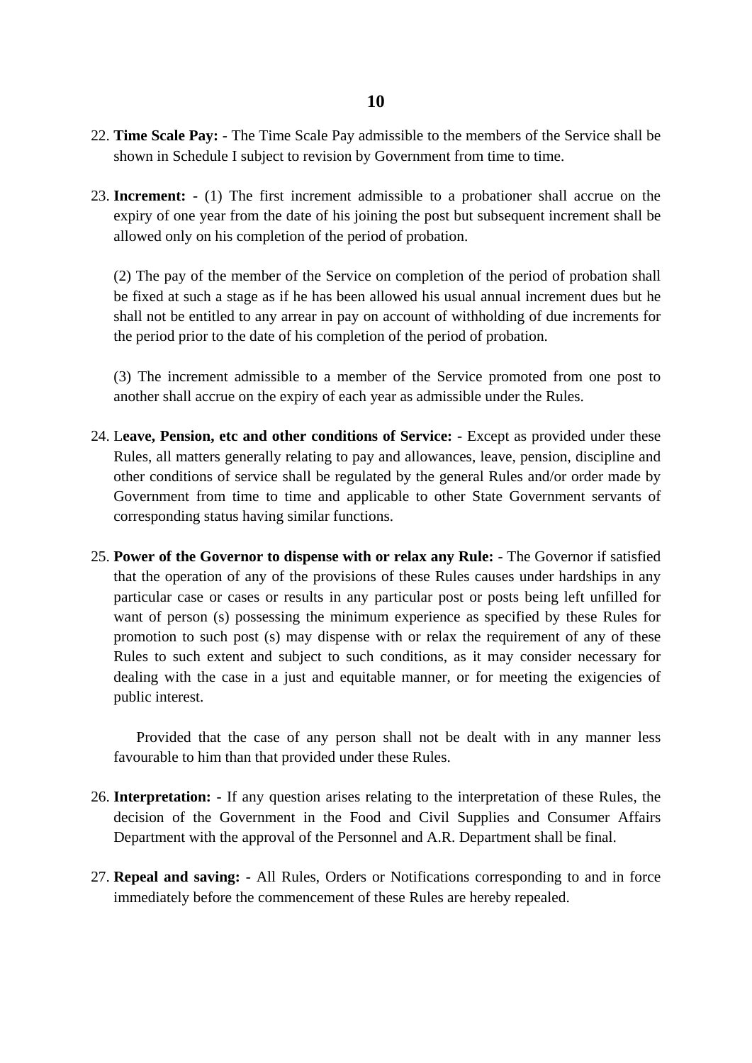22. **Time Scale Pay:** - The Time Scale Pay admissible to the members of the Service shall be shown in Schedule I subject to revision by Government from time to time.

23. **Increment:** - (1) The first increment admissible to a probationer shall accrue on the expiry of one year from the date of his joining the post but subsequent increment shall be allowed only on his completion of the period of probation.

    (2) The pay of the member of the Service on completion of the period of probation shall be fixed at such a stage as if he has been allowed his usual annual increment dues but he shall not be entitled to any arrear in pay on account of withholding of due increments for the period prior to the date of his completion of the period of probation.

    (3) The increment admissible to a member of the Service promoted from one post to another shall accrue on the expiry of each year as admissible under the Rules.

24. L**eave, Pension, etc and other conditions of Service:** - Except as provided under these Rules, all matters generally relating to pay and allowances, leave, pension, discipline and other conditions of service shall be regulated by the general Rules and/or order made by Government from time to time and applicable to other State Government servants of corresponding status having similar functions.

25. **Power of the Governor to dispense with or relax any Rule:** - The Governor if satisfied that the operation of any of the provisions of these Rules causes under hardships in any particular case or cases or results in any particular post or posts being left unfilled for want of person (s) possessing the minimum experience as specified by these Rules for promotion to such post (s) may dispense with or relax the requirement of any of these Rules to such extent and subject to such conditions, as it may consider necessary for dealing with the case in a just and equitable manner, or for meeting the exigencies of public interest.

    Provided that the case of any person shall not be dealt with in any manner less favourable to him than that provided under these Rules.

26. **Interpretation:** - If any question arises relating to the interpretation of these Rules, the decision of the Government in the Food and Civil Supplies and Consumer Affairs Department with the approval of the Personnel and A.R. Department shall be final.

27. **Repeal and saving:** - All Rules, Orders or Notifications corresponding to and in force immediately before the commencement of these Rules are hereby repealed.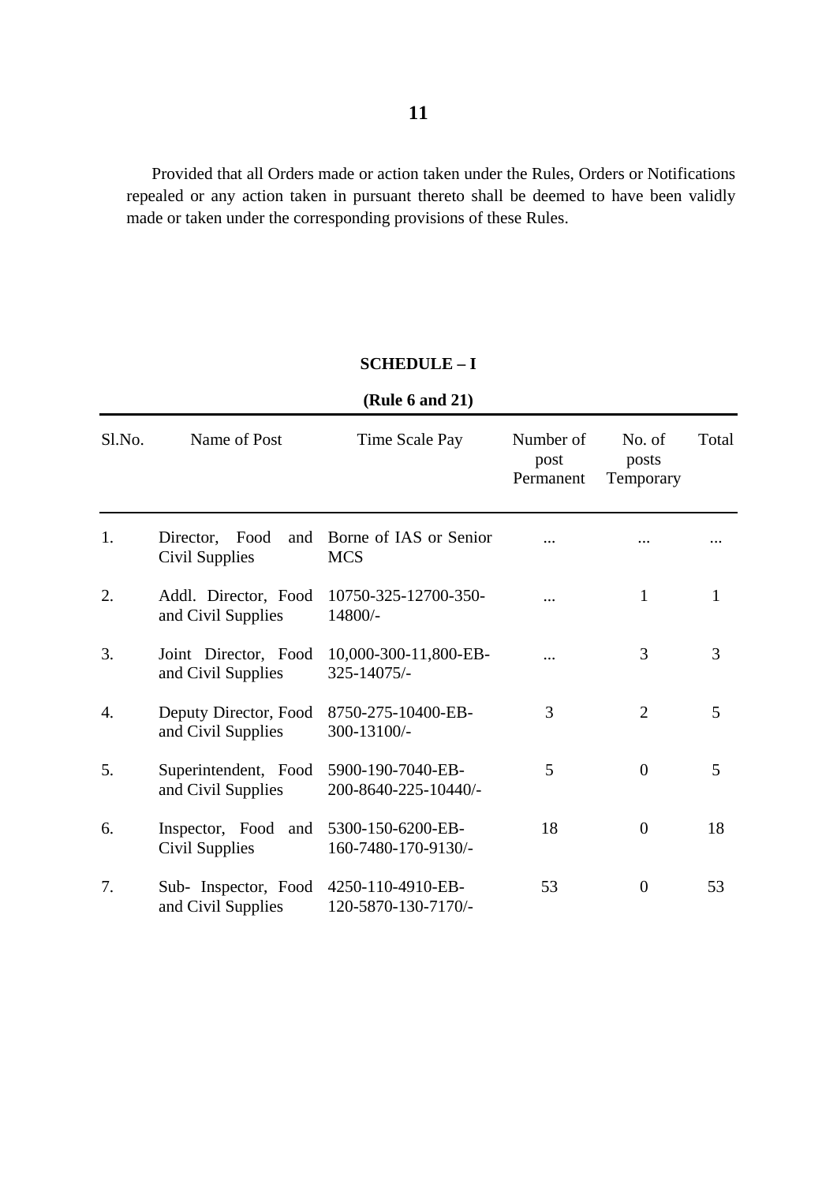Provided that all Orders made or action taken under the Rules, Orders or Notifications repealed or any action taken in pursuant thereto shall be deemed to have been validly made or taken under the corresponding provisions of these Rules.

## SCHEDULE – I

**(Rule 6 and 21)**

| Sl.No. | Name of Post | Time Scale Pay | Number of post Permanent | No. of posts Temporary | Total |
|---|---|---|---|---|---|
| 1. | Director, Food and Civil Supplies | Borne of IAS or Senior MCS | ... | ... | ... |
| 2. | Addl. Director, Food and Civil Supplies | 10750-325-12700-350-14800/- | ... | 1 | 1 |
| 3. | Joint Director, Food and Civil Supplies | 10,000-300-11,800-EB-325-14075/- | ... | 3 | 3 |
| 4. | Deputy Director, Food and Civil Supplies | 8750-275-10400-EB-300-13100/- | 3 | 2 | 5 |
| 5. | Superintendent, Food and Civil Supplies | 5900-190-7040-EB-200-8640-225-10440/- | 5 | 0 | 5 |
| 6. | Inspector, Food and Civil Supplies | 5300-150-6200-EB-160-7480-170-9130/- | 18 | 0 | 18 |
| 7. | Sub- Inspector, Food and Civil Supplies | 4250-110-4910-EB-120-5870-130-7170/- | 53 | 0 | 53 |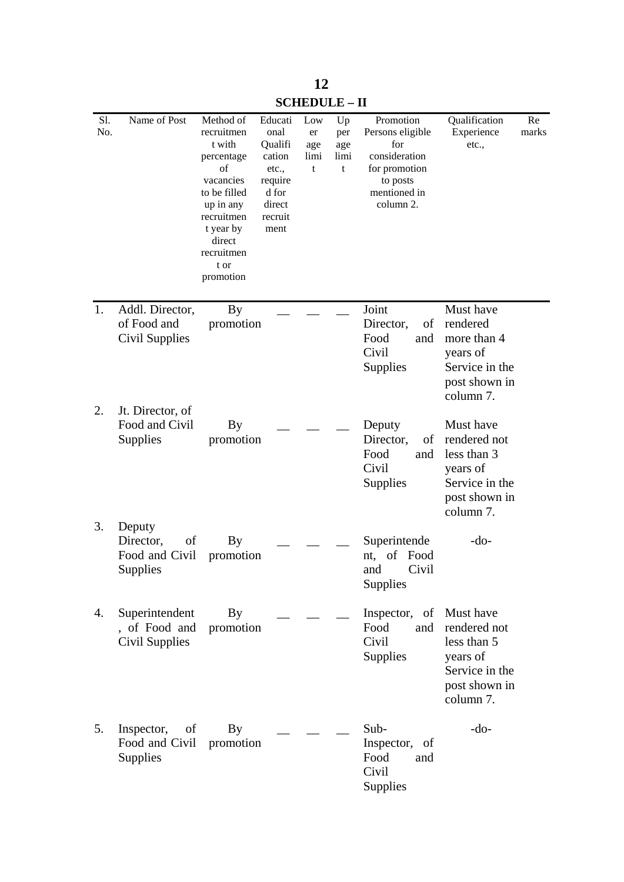## SCHEDULE – II

| Sl. No. | Name of Post | Method of recruitment with percentage of vacancies to be filled up in any recruitment year by direct recruitment or promotion | Educational Qualification etc., required for direct recruitment | Lower age limit | Upper age limit | Promotion Persons eligible for consideration for promotion to posts mentioned in column 2. | Qualification Experience etc., | Remarks |
|---|---|---|---|---|---|---|---|---|
| 1. | Addl. Director, of Food and Civil Supplies | By promotion | __ | __ | __ | Joint Director, of Food and Civil Supplies | Must have rendered more than 4 years of Service in the post shown in column 7. | |
| 2. | Jt. Director, of Food and Civil Supplies | By promotion | __ | __ | __ | Deputy Director, of Food and Civil Supplies | Must have rendered not less than 3 years of Service in the post shown in column 7. | |
| 3. | Deputy Director, of Food and Civil Supplies | By promotion | __ | __ | __ | Superintendent, of Food and Civil Supplies | -do- | |
| 4. | Superintendent, of Food and Civil Supplies | By promotion | __ | __ | __ | Inspector, of Food and Civil Supplies | Must have rendered not less than 5 years of Service in the post shown in column 7. | |
| 5. | Inspector, of Food and Civil Supplies | By promotion | __ | __ | __ | Sub-Inspector, of Food and Civil Supplies | -do- | |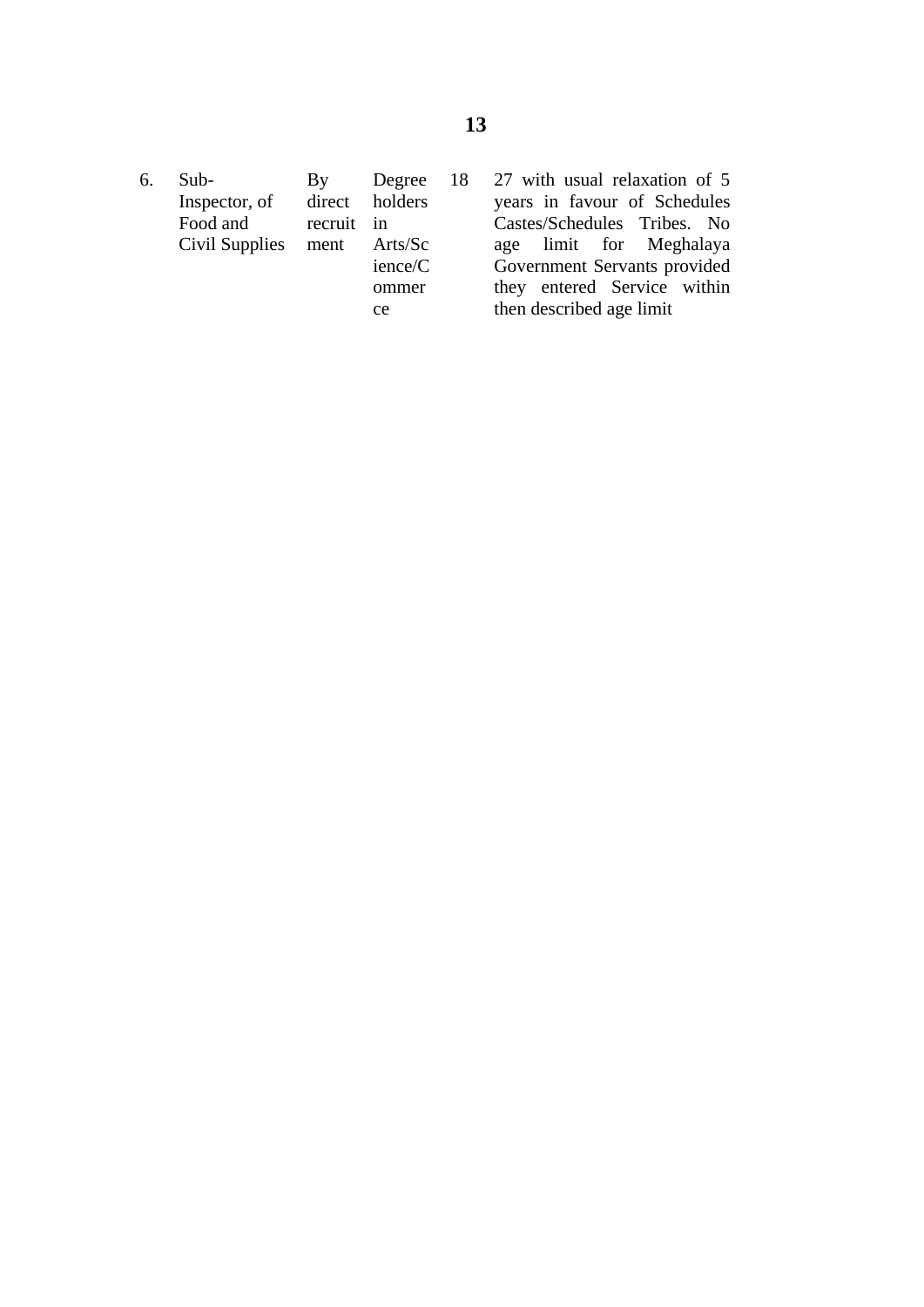| | | | | | |
|---|---|---|---|---|---|
| 6. | Sub-Inspector, of Food and Civil Supplies | By direct recruitment | Degree holders in Arts/Science/Commerce | 18 | 27 with usual relaxation of 5 years in favour of Schedules Castes/Schedules Tribes. No age limit for Meghalaya Government Servants provided they entered Service within then described age limit |